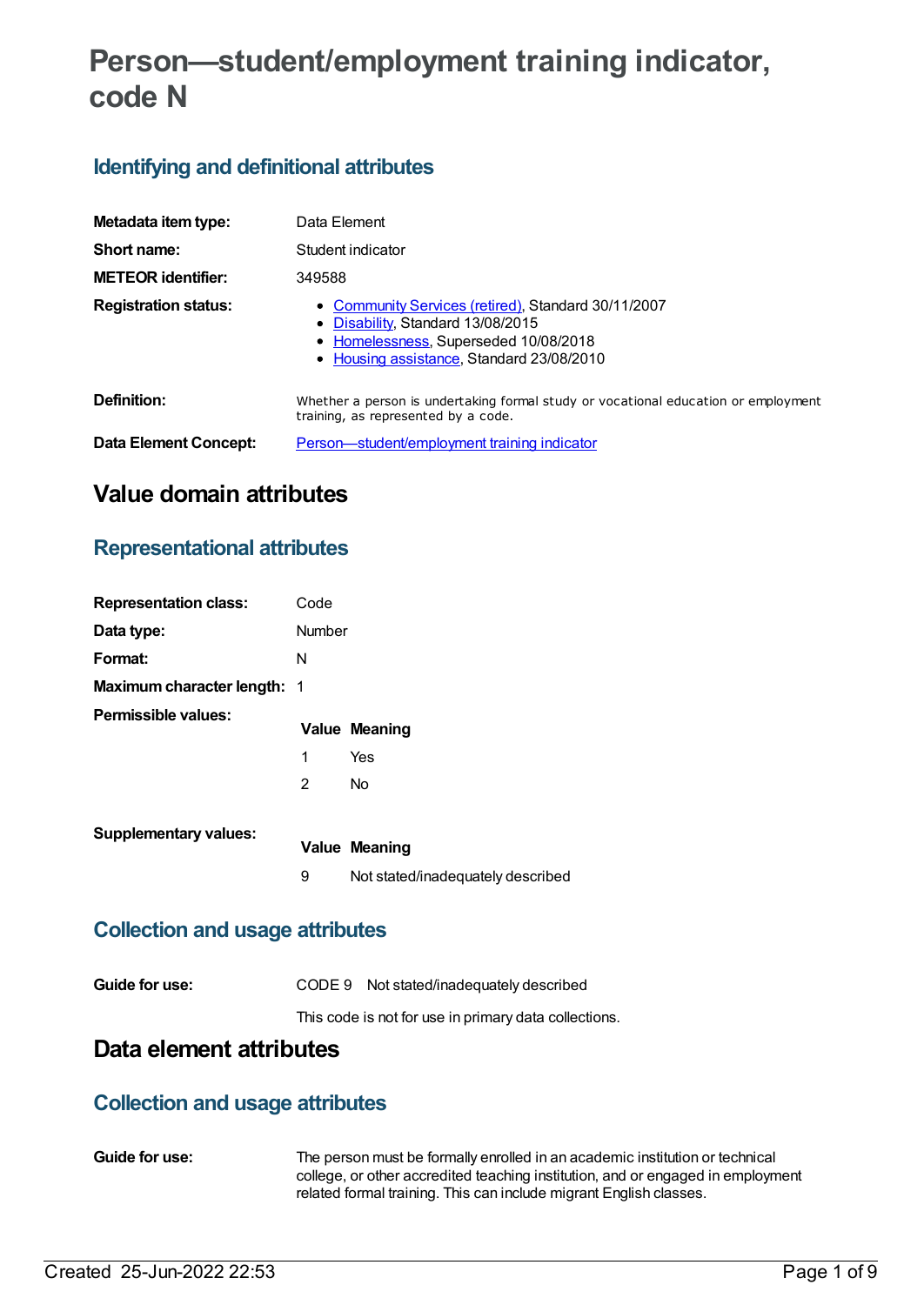# Person—student/employment training indicator, code N

## Identifying and definitional attributes

| | |
|---|---|
| **Metadata item type:** | Data Element |
| **Short name:** | Student indicator |
| **METEOR identifier:** | 349588 |
| **Registration status:** | • Community Services (retired), Standard 30/11/2007<br>• Disability, Standard 13/08/2015<br>• Homelessness, Superseded 10/08/2018<br>• Housing assistance, Standard 23/08/2010 |
| **Definition:** | Whether a person is undertaking formal study or vocational education or employment training, as represented by a code. |
| **Data Element Concept:** | Person—student/employment training indicator |

# Value domain attributes

## Representational attributes

| | |
|---|---|
| **Representation class:** | Code |
| **Data type:** | Number |
| **Format:** | N |
| **Maximum character length:** | 1 |

**Permissible values:**

| Value | Meaning |
|---|---|
| 1 | Yes |
| 2 | No |

**Supplementary values:**

| Value | Meaning |
|---|---|
| 9 | Not stated/inadequately described |

## Collection and usage attributes

**Guide for use:** CODE 9 Not stated/inadequately described

This code is not for use in primary data collections.

# Data element attributes

## Collection and usage attributes

**Guide for use:** The person must be formally enrolled in an academic institution or technical college, or other accredited teaching institution, and or engaged in employment related formal training. This can include migrant English classes.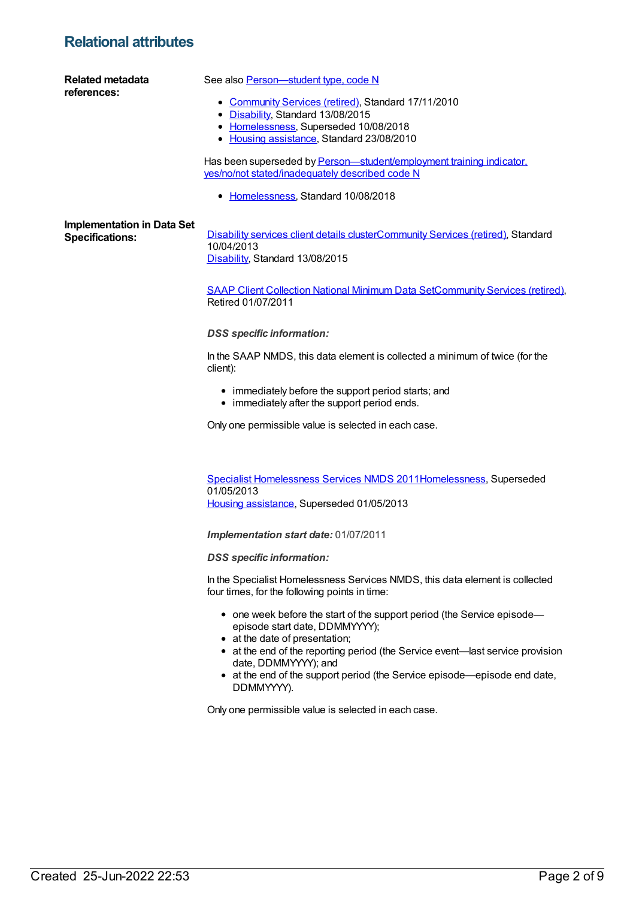## Relational attributes

**Related metadata references:**

See also Person—student type, code N

- Community Services (retired), Standard 17/11/2010
- Disability, Standard 13/08/2015
- Homelessness, Superseded 10/08/2018
- Housing assistance, Standard 23/08/2010

Has been superseded by Person—student/employment training indicator, yes/no/not stated/inadequately described code N

- Homelessness, Standard 10/08/2018

**Implementation in Data Set Specifications:**

Disability services client details clusterCommunity Services (retired), Standard 10/04/2013
Disability, Standard 13/08/2015

SAAP Client Collection National Minimum Data SetCommunity Services (retired), Retired 01/07/2011

***DSS specific information:***

In the SAAP NMDS, this data element is collected a minimum of twice (for the client):

- immediately before the support period starts; and
- immediately after the support period ends.

Only one permissible value is selected in each case.

Specialist Homelessness Services NMDS 2011Homelessness, Superseded 01/05/2013
Housing assistance, Superseded 01/05/2013

***Implementation start date:*** 01/07/2011

***DSS specific information:***

In the Specialist Homelessness Services NMDS, this data element is collected four times, for the following points in time:

- one week before the start of the support period (the Service episode—episode start date, DDMMYYYY);
- at the date of presentation;
- at the end of the reporting period (the Service event—last service provision date, DDMMYYYY); and
- at the end of the support period (the Service episode—episode end date, DDMMYYYY).

Only one permissible value is selected in each case.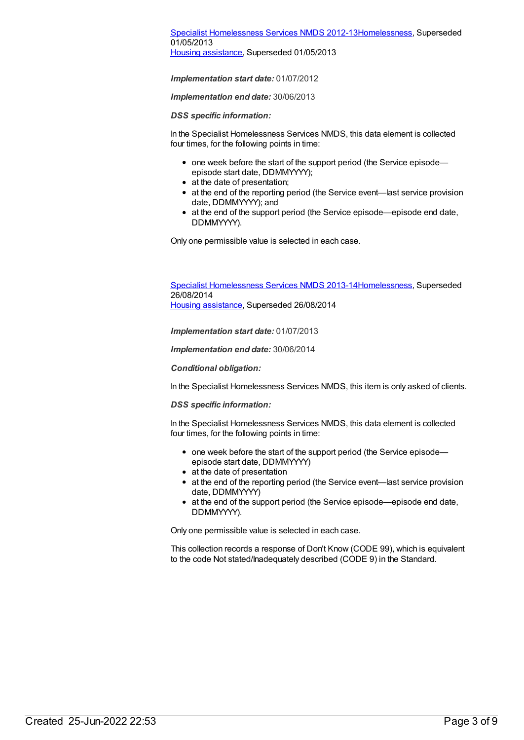[Specialist Homelessness Services NMDS 2012-13Homelessness](), Superseded 01/05/2013
[Housing assistance](), Superseded 01/05/2013

***Implementation start date:*** 01/07/2012

***Implementation end date:*** 30/06/2013

***DSS specific information:***

In the Specialist Homelessness Services NMDS, this data element is collected four times, for the following points in time:

- one week before the start of the support period (the Service episode—episode start date, DDMMYYYY);
- at the date of presentation;
- at the end of the reporting period (the Service event—last service provision date, DDMMYYYY); and
- at the end of the support period (the Service episode—episode end date, DDMMYYYY).

Only one permissible value is selected in each case.

[Specialist Homelessness Services NMDS 2013-14Homelessness](), Superseded 26/08/2014
[Housing assistance](), Superseded 26/08/2014

***Implementation start date:*** 01/07/2013

***Implementation end date:*** 30/06/2014

***Conditional obligation:***

In the Specialist Homelessness Services NMDS, this item is only asked of clients.

***DSS specific information:***

In the Specialist Homelessness Services NMDS, this data element is collected four times, for the following points in time:

- one week before the start of the support period (the Service episode—episode start date, DDMMYYYY)
- at the date of presentation
- at the end of the reporting period (the Service event—last service provision date, DDMMYYYY)
- at the end of the support period (the Service episode—episode end date, DDMMYYYY).

Only one permissible value is selected in each case.

This collection records a response of Don't Know (CODE 99), which is equivalent to the code Not stated/Inadequately described (CODE 9) in the Standard.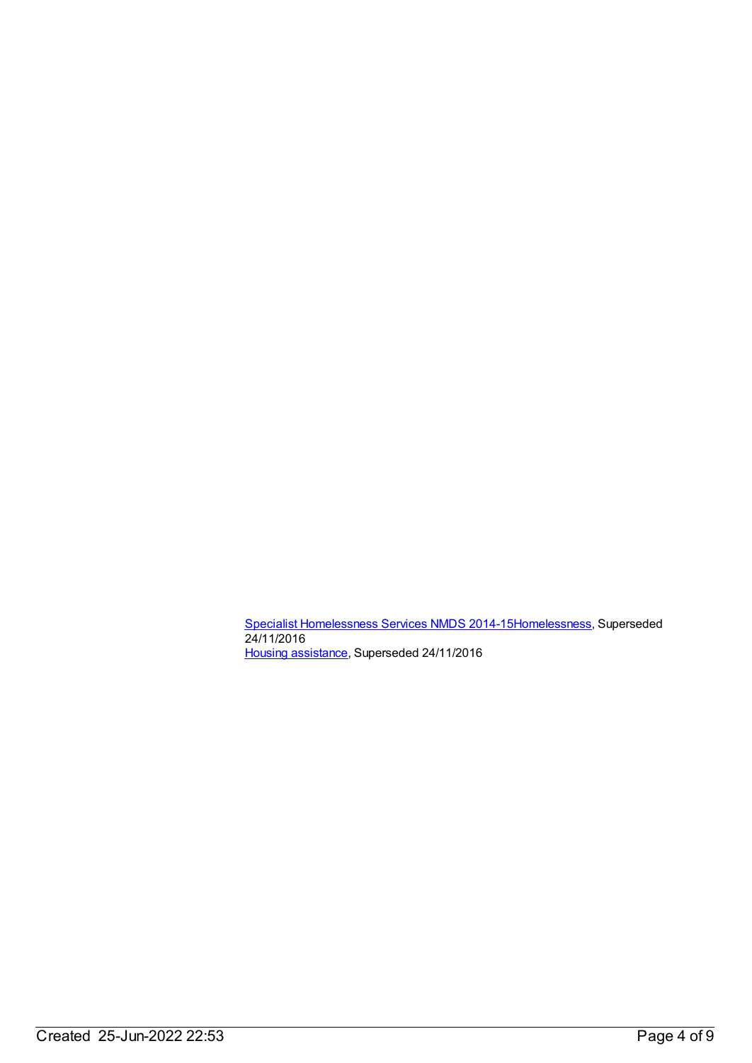Specialist Homelessness Services NMDS 2014-15Homelessness, Superseded 24/11/2016
Housing assistance, Superseded 24/11/2016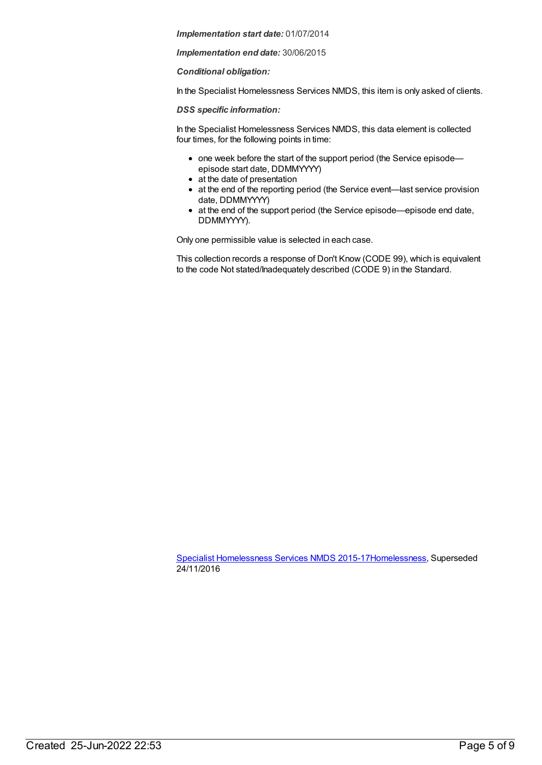***Implementation start date:*** 01/07/2014

***Implementation end date:*** 30/06/2015

***Conditional obligation:***

In the Specialist Homelessness Services NMDS, this item is only asked of clients.

***DSS specific information:***

In the Specialist Homelessness Services NMDS, this data element is collected four times, for the following points in time:

- one week before the start of the support period (the Service episode—episode start date, DDMMYYYY)
- at the date of presentation
- at the end of the reporting period (the Service event—last service provision date, DDMMYYYY)
- at the end of the support period (the Service episode—episode end date, DDMMYYYY).

Only one permissible value is selected in each case.

This collection records a response of Don't Know (CODE 99), which is equivalent to the code Not stated/Inadequately described (CODE 9) in the Standard.

Specialist Homelessness Services NMDS 2015-17Homelessness, Superseded 24/11/2016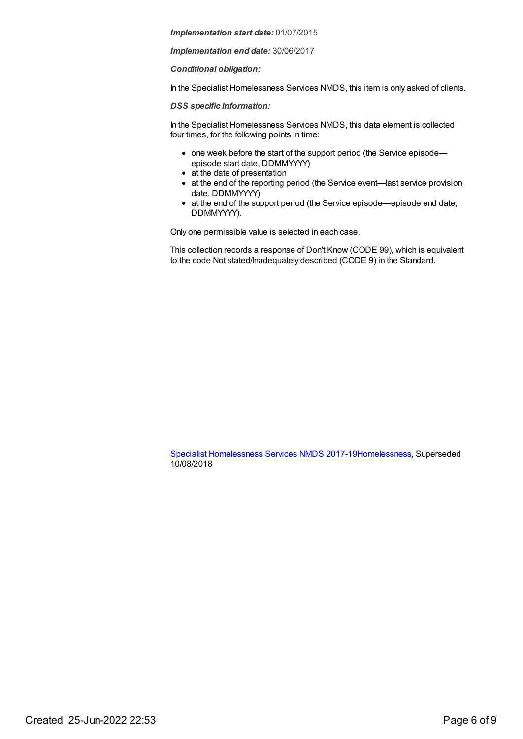***Implementation start date:*** 01/07/2015

***Implementation end date:*** 30/06/2017

***Conditional obligation:***

In the Specialist Homelessness Services NMDS, this item is only asked of clients.

***DSS specific information:***

In the Specialist Homelessness Services NMDS, this data element is collected four times, for the following points in time:

- one week before the start of the support period (the Service episode—episode start date, DDMMYYYY)
- at the date of presentation
- at the end of the reporting period (the Service event—last service provision date, DDMMYYYY)
- at the end of the support period (the Service episode—episode end date, DDMMYYYY).

Only one permissible value is selected in each case.

This collection records a response of Don't Know (CODE 99), which is equivalent to the code Not stated/Inadequately described (CODE 9) in the Standard.

Specialist Homelessness Services NMDS 2017-19Homelessness, Superseded 10/08/2018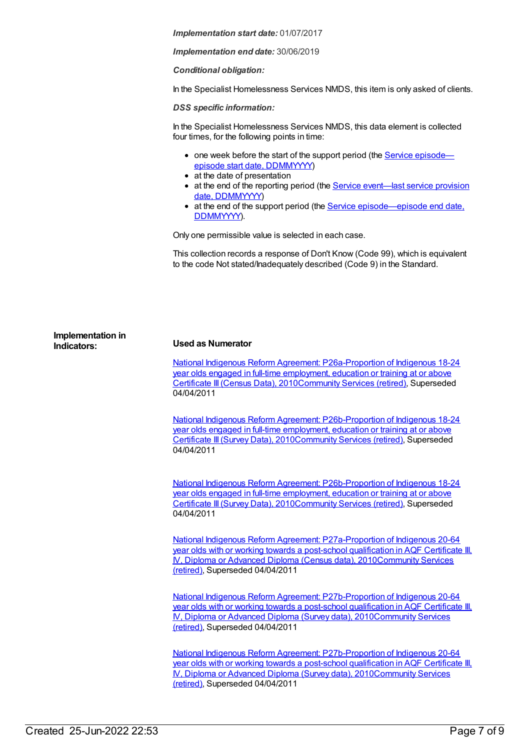*Implementation start date:* 01/07/2017

*Implementation end date:* 30/06/2019

*Conditional obligation:*

In the Specialist Homelessness Services NMDS, this item is only asked of clients.

*DSS specific information:*

In the Specialist Homelessness Services NMDS, this data element is collected four times, for the following points in time:

- one week before the start of the support period (the Service episode—episode start date, DDMMYYYY)
- at the date of presentation
- at the end of the reporting period (the Service event—last service provision date, DDMMYYYY)
- at the end of the support period (the Service episode—episode end date, DDMMYYYY).

Only one permissible value is selected in each case.

This collection records a response of Don't Know (Code 99), which is equivalent to the code Not stated/Inadequately described (Code 9) in the Standard.

**Implementation in Indicators:**

**Used as Numerator**

National Indigenous Reform Agreement: P26a-Proportion of Indigenous 18-24 year olds engaged in full-time employment, education or training at or above Certificate III (Census Data), 2010Community Services (retired), Superseded 04/04/2011

National Indigenous Reform Agreement: P26b-Proportion of Indigenous 18-24 year olds engaged in full-time employment, education or training at or above Certificate III (Survey Data), 2010Community Services (retired), Superseded 04/04/2011

National Indigenous Reform Agreement: P26b-Proportion of Indigenous 18-24 year olds engaged in full-time employment, education or training at or above Certificate III (Survey Data), 2010Community Services (retired), Superseded 04/04/2011

National Indigenous Reform Agreement: P27a-Proportion of Indigenous 20-64 year olds with or working towards a post-school qualification in AQF Certificate III, IV, Diploma or Advanced Diploma (Census data), 2010Community Services (retired), Superseded 04/04/2011

National Indigenous Reform Agreement: P27b-Proportion of Indigenous 20-64 year olds with or working towards a post-school qualification in AQF Certificate III, IV, Diploma or Advanced Diploma (Survey data), 2010Community Services (retired), Superseded 04/04/2011

National Indigenous Reform Agreement: P27b-Proportion of Indigenous 20-64 year olds with or working towards a post-school qualification in AQF Certificate III, IV, Diploma or Advanced Diploma (Survey data), 2010Community Services (retired), Superseded 04/04/2011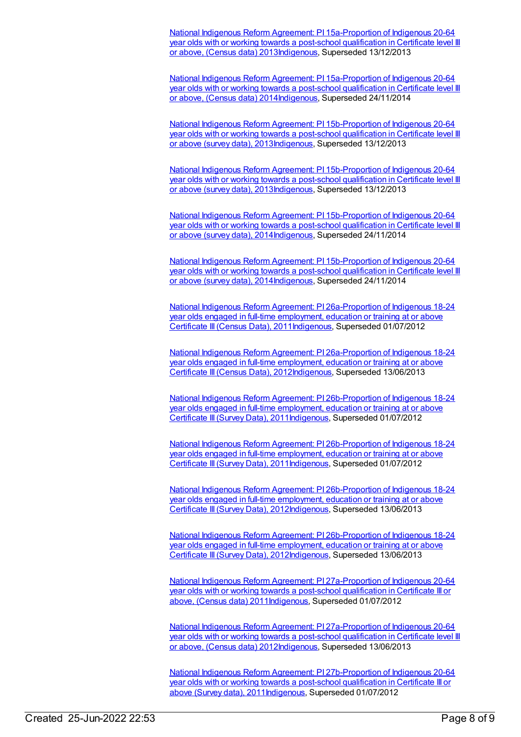[National Indigenous Reform Agreement: PI 15a-Proportion of Indigenous 20-64 year olds with or working towards a post-school qualification in Certificate level III or above, (Census data) 2013Indigenous](), Superseded 13/12/2013

[National Indigenous Reform Agreement: PI 15a-Proportion of Indigenous 20-64 year olds with or working towards a post-school qualification in Certificate level III or above, (Census data) 2014Indigenous](), Superseded 24/11/2014

[National Indigenous Reform Agreement: PI 15b-Proportion of Indigenous 20-64 year olds with or working towards a post-school qualification in Certificate level III or above (survey data), 2013Indigenous](), Superseded 13/12/2013

[National Indigenous Reform Agreement: PI 15b-Proportion of Indigenous 20-64 year olds with or working towards a post-school qualification in Certificate level III or above (survey data), 2013Indigenous](), Superseded 13/12/2013

[National Indigenous Reform Agreement: PI 15b-Proportion of Indigenous 20-64 year olds with or working towards a post-school qualification in Certificate level III or above (survey data), 2014Indigenous](), Superseded 24/11/2014

[National Indigenous Reform Agreement: PI 15b-Proportion of Indigenous 20-64 year olds with or working towards a post-school qualification in Certificate level III or above (survey data), 2014Indigenous](), Superseded 24/11/2014

[National Indigenous Reform Agreement: PI 26a-Proportion of Indigenous 18-24 year olds engaged in full-time employment, education or training at or above Certificate III (Census Data), 2011Indigenous](), Superseded 01/07/2012

[National Indigenous Reform Agreement: PI 26a-Proportion of Indigenous 18-24 year olds engaged in full-time employment, education or training at or above Certificate III (Census Data), 2012Indigenous](), Superseded 13/06/2013

[National Indigenous Reform Agreement: PI 26b-Proportion of Indigenous 18-24 year olds engaged in full-time employment, education or training at or above Certificate III (Survey Data), 2011Indigenous](), Superseded 01/07/2012

[National Indigenous Reform Agreement: PI 26b-Proportion of Indigenous 18-24 year olds engaged in full-time employment, education or training at or above Certificate III (Survey Data), 2011Indigenous](), Superseded 01/07/2012

[National Indigenous Reform Agreement: PI 26b-Proportion of Indigenous 18-24 year olds engaged in full-time employment, education or training at or above Certificate III (Survey Data), 2012Indigenous](), Superseded 13/06/2013

[National Indigenous Reform Agreement: PI 26b-Proportion of Indigenous 18-24 year olds engaged in full-time employment, education or training at or above Certificate III (Survey Data), 2012Indigenous](), Superseded 13/06/2013

[National Indigenous Reform Agreement: PI 27a-Proportion of Indigenous 20-64 year olds with or working towards a post-school qualification in Certificate III or above, (Census data) 2011Indigenous](), Superseded 01/07/2012

[National Indigenous Reform Agreement: PI 27a-Proportion of Indigenous 20-64 year olds with or working towards a post-school qualification in Certificate level III or above, (Census data) 2012Indigenous](), Superseded 13/06/2013

[National Indigenous Reform Agreement: PI 27b-Proportion of Indigenous 20-64 year olds with or working towards a post-school qualification in Certificate III or above (Survey data), 2011Indigenous](), Superseded 01/07/2012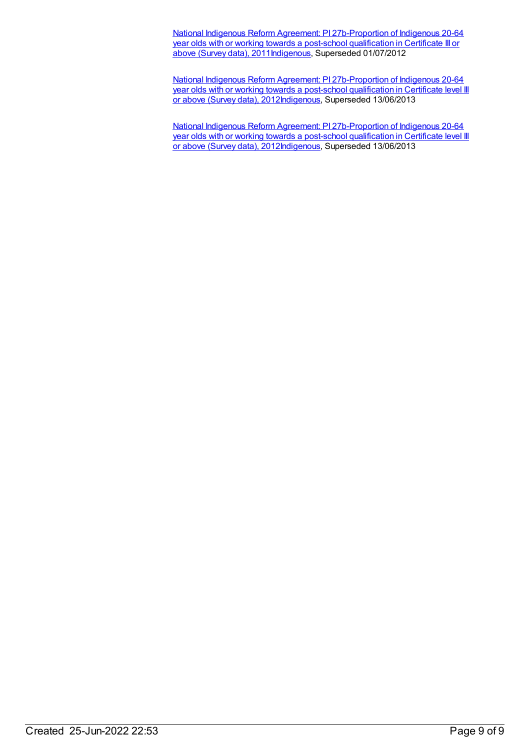National Indigenous Reform Agreement: PI 27b-Proportion of Indigenous 20-64 year olds with or working towards a post-school qualification in Certificate III or above (Survey data), 2011Indigenous, Superseded 01/07/2012

National Indigenous Reform Agreement: PI 27b-Proportion of Indigenous 20-64 year olds with or working towards a post-school qualification in Certificate level III or above (Survey data), 2012Indigenous, Superseded 13/06/2013

National Indigenous Reform Agreement: PI 27b-Proportion of Indigenous 20-64 year olds with or working towards a post-school qualification in Certificate level III or above (Survey data), 2012Indigenous, Superseded 13/06/2013